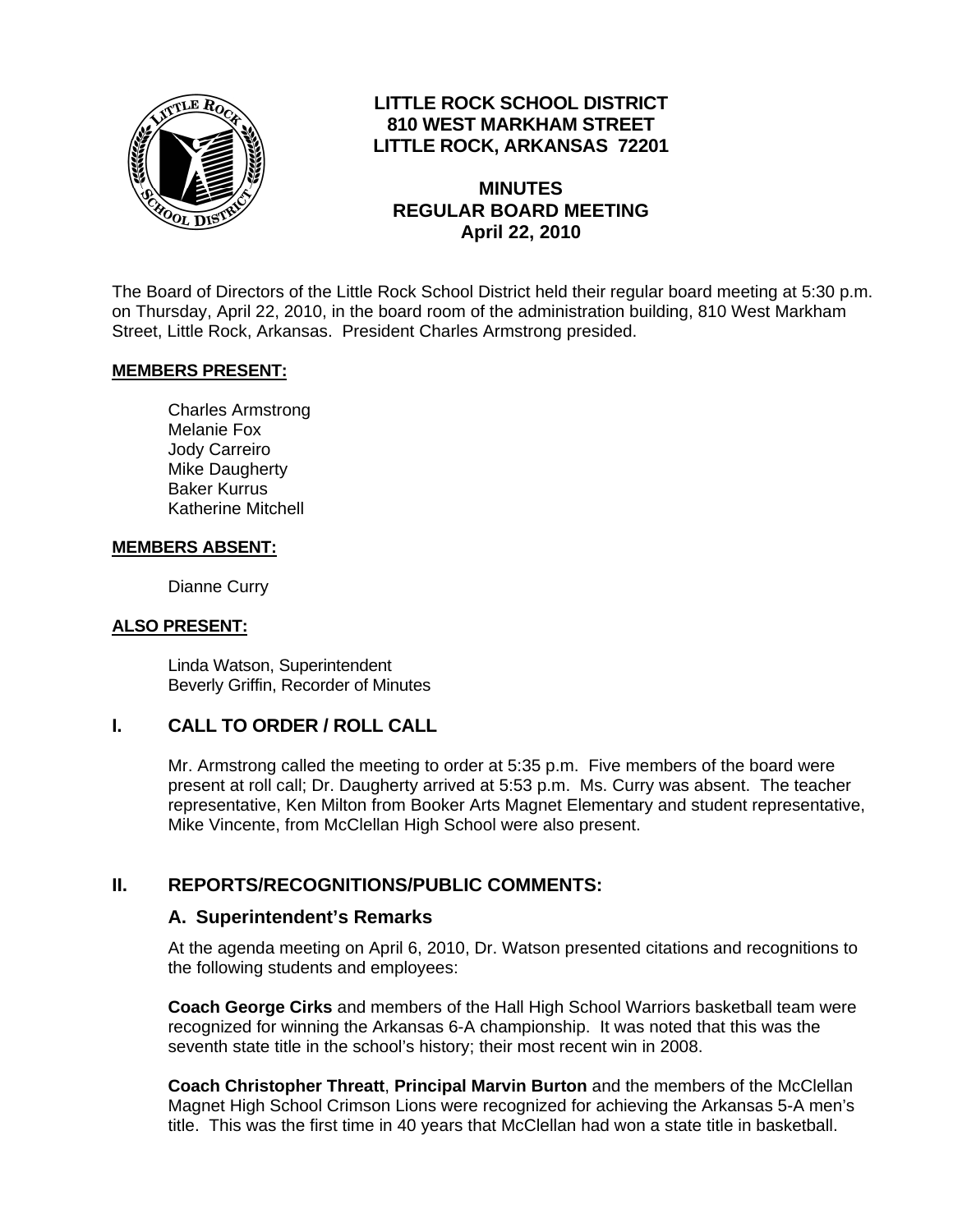# LITTLE ROCK SCHOOL DISTRICT
## 810 WEST MARKHAM STREET
## LITTLE ROCK, ARKANSAS 72201

## MINUTES
## REGULAR BOARD MEETING
## April 22, 2010

The Board of Directors of the Little Rock School District held their regular board meeting at 5:30 p.m. on Thursday, April 22, 2010, in the board room of the administration building, 810 West Markham Street, Little Rock, Arkansas. President Charles Armstrong presided.

**MEMBERS PRESENT:**

Charles Armstrong
Melanie Fox
Jody Carreiro
Mike Daugherty
Baker Kurrus
Katherine Mitchell

**MEMBERS ABSENT:**

Dianne Curry

**ALSO PRESENT:**

Linda Watson, Superintendent
Beverly Griffin, Recorder of Minutes

## I. CALL TO ORDER / ROLL CALL

Mr. Armstrong called the meeting to order at 5:35 p.m. Five members of the board were present at roll call; Dr. Daugherty arrived at 5:53 p.m. Ms. Curry was absent. The teacher representative, Ken Milton from Booker Arts Magnet Elementary and student representative, Mike Vincente, from McClellan High School were also present.

## II. REPORTS/RECOGNITIONS/PUBLIC COMMENTS:

### A. Superintendent's Remarks

At the agenda meeting on April 6, 2010, Dr. Watson presented citations and recognitions to the following students and employees:

**Coach George Cirks** and members of the Hall High School Warriors basketball team were recognized for winning the Arkansas 6-A championship. It was noted that this was the seventh state title in the school's history; their most recent win in 2008.

**Coach Christopher Threatt**, **Principal Marvin Burton** and the members of the McClellan Magnet High School Crimson Lions were recognized for achieving the Arkansas 5-A men's title. This was the first time in 40 years that McClellan had won a state title in basketball.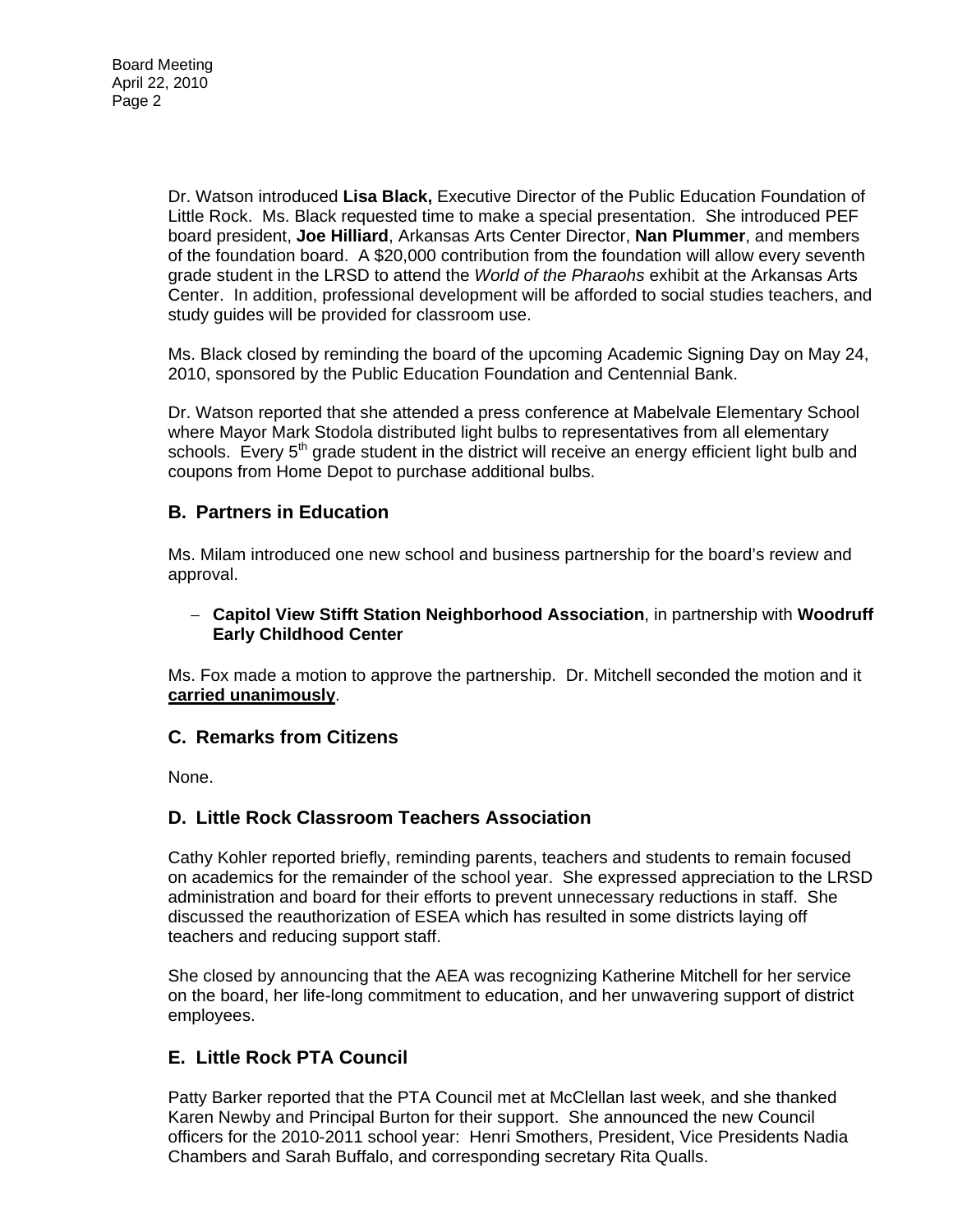Dr. Watson introduced **Lisa Black,** Executive Director of the Public Education Foundation of Little Rock. Ms. Black requested time to make a special presentation. She introduced PEF board president, **Joe Hilliard**, Arkansas Arts Center Director, **Nan Plummer**, and members of the foundation board. A $20,000 contribution from the foundation will allow every seventh grade student in the LRSD to attend the *World of the Pharaohs* exhibit at the Arkansas Arts Center. In addition, professional development will be afforded to social studies teachers, and study guides will be provided for classroom use.

Ms. Black closed by reminding the board of the upcoming Academic Signing Day on May 24, 2010, sponsored by the Public Education Foundation and Centennial Bank.

Dr. Watson reported that she attended a press conference at Mabelvale Elementary School where Mayor Mark Stodola distributed light bulbs to representatives from all elementary schools. Every 5th grade student in the district will receive an energy efficient light bulb and coupons from Home Depot to purchase additional bulbs.

## B. Partners in Education

Ms. Milam introduced one new school and business partnership for the board's review and approval.

- **Capitol View Stifft Station Neighborhood Association**, in partnership with **Woodruff Early Childhood Center**

Ms. Fox made a motion to approve the partnership. Dr. Mitchell seconded the motion and it **carried unanimously**.

## C. Remarks from Citizens

None.

## D. Little Rock Classroom Teachers Association

Cathy Kohler reported briefly, reminding parents, teachers and students to remain focused on academics for the remainder of the school year. She expressed appreciation to the LRSD administration and board for their efforts to prevent unnecessary reductions in staff. She discussed the reauthorization of ESEA which has resulted in some districts laying off teachers and reducing support staff.

She closed by announcing that the AEA was recognizing Katherine Mitchell for her service on the board, her life-long commitment to education, and her unwavering support of district employees.

## E. Little Rock PTA Council

Patty Barker reported that the PTA Council met at McClellan last week, and she thanked Karen Newby and Principal Burton for their support. She announced the new Council officers for the 2010-2011 school year: Henri Smothers, President, Vice Presidents Nadia Chambers and Sarah Buffalo, and corresponding secretary Rita Qualls.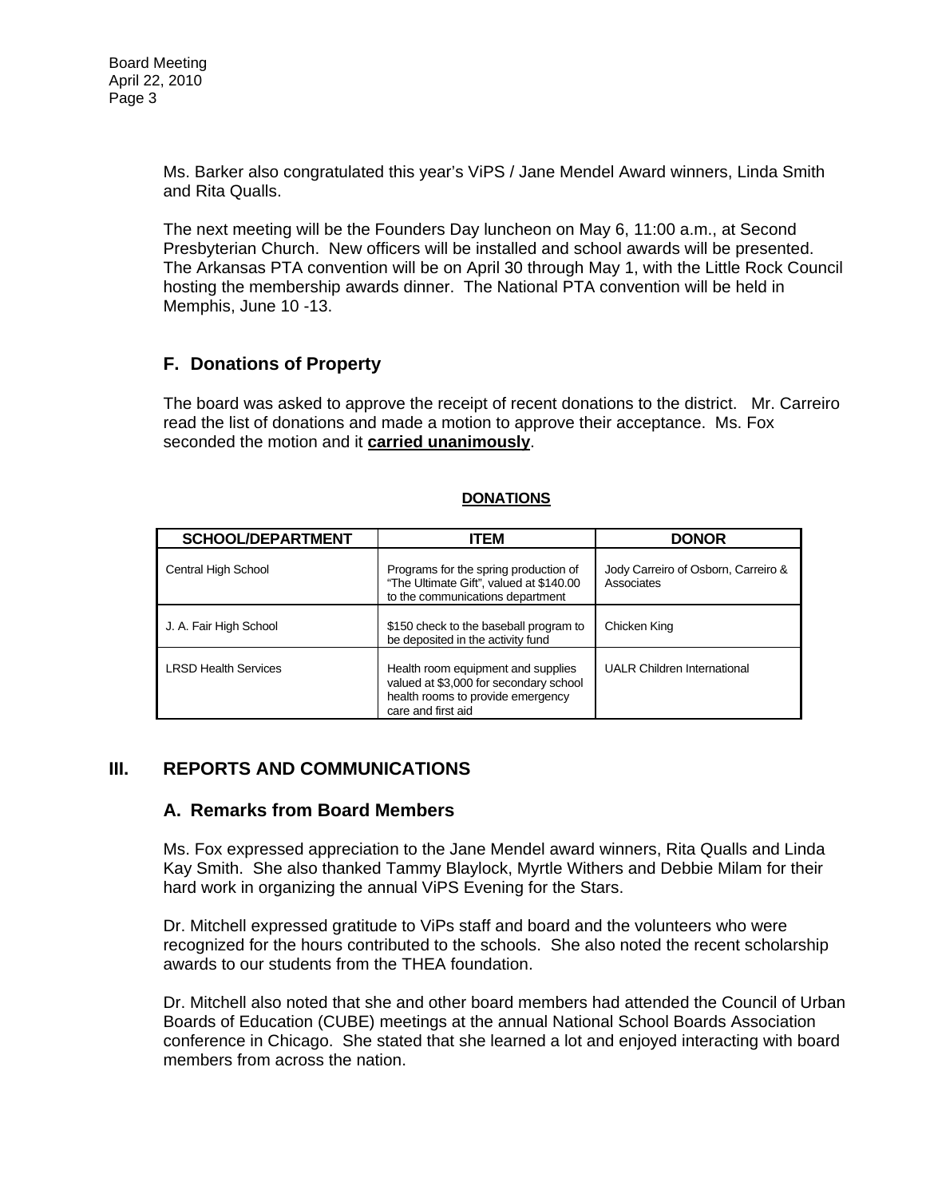Ms. Barker also congratulated this year's ViPS / Jane Mendel Award winners, Linda Smith and Rita Qualls.

The next meeting will be the Founders Day luncheon on May 6, 11:00 a.m., at Second Presbyterian Church. New officers will be installed and school awards will be presented. The Arkansas PTA convention will be on April 30 through May 1, with the Little Rock Council hosting the membership awards dinner. The National PTA convention will be held in Memphis, June 10 -13.

### F. Donations of Property

The board was asked to approve the receipt of recent donations to the district. Mr. Carreiro read the list of donations and made a motion to approve their acceptance. Ms. Fox seconded the motion and it **carried unanimously**.

**DONATIONS**

| SCHOOL/DEPARTMENT | ITEM | DONOR |
|---|---|---|
| Central High School | Programs for the spring production of "The Ultimate Gift", valued at $140.00 to the communications department | Jody Carreiro of Osborn, Carreiro & Associates |
| J. A. Fair High School | $150 check to the baseball program to be deposited in the activity fund | Chicken King |
| LRSD Health Services | Health room equipment and supplies valued at $3,000 for secondary school health rooms to provide emergency care and first aid | UALR Children International |

## III. REPORTS AND COMMUNICATIONS

### A. Remarks from Board Members

Ms. Fox expressed appreciation to the Jane Mendel award winners, Rita Qualls and Linda Kay Smith. She also thanked Tammy Blaylock, Myrtle Withers and Debbie Milam for their hard work in organizing the annual ViPS Evening for the Stars.

Dr. Mitchell expressed gratitude to ViPs staff and board and the volunteers who were recognized for the hours contributed to the schools. She also noted the recent scholarship awards to our students from the THEA foundation.

Dr. Mitchell also noted that she and other board members had attended the Council of Urban Boards of Education (CUBE) meetings at the annual National School Boards Association conference in Chicago. She stated that she learned a lot and enjoyed interacting with board members from across the nation.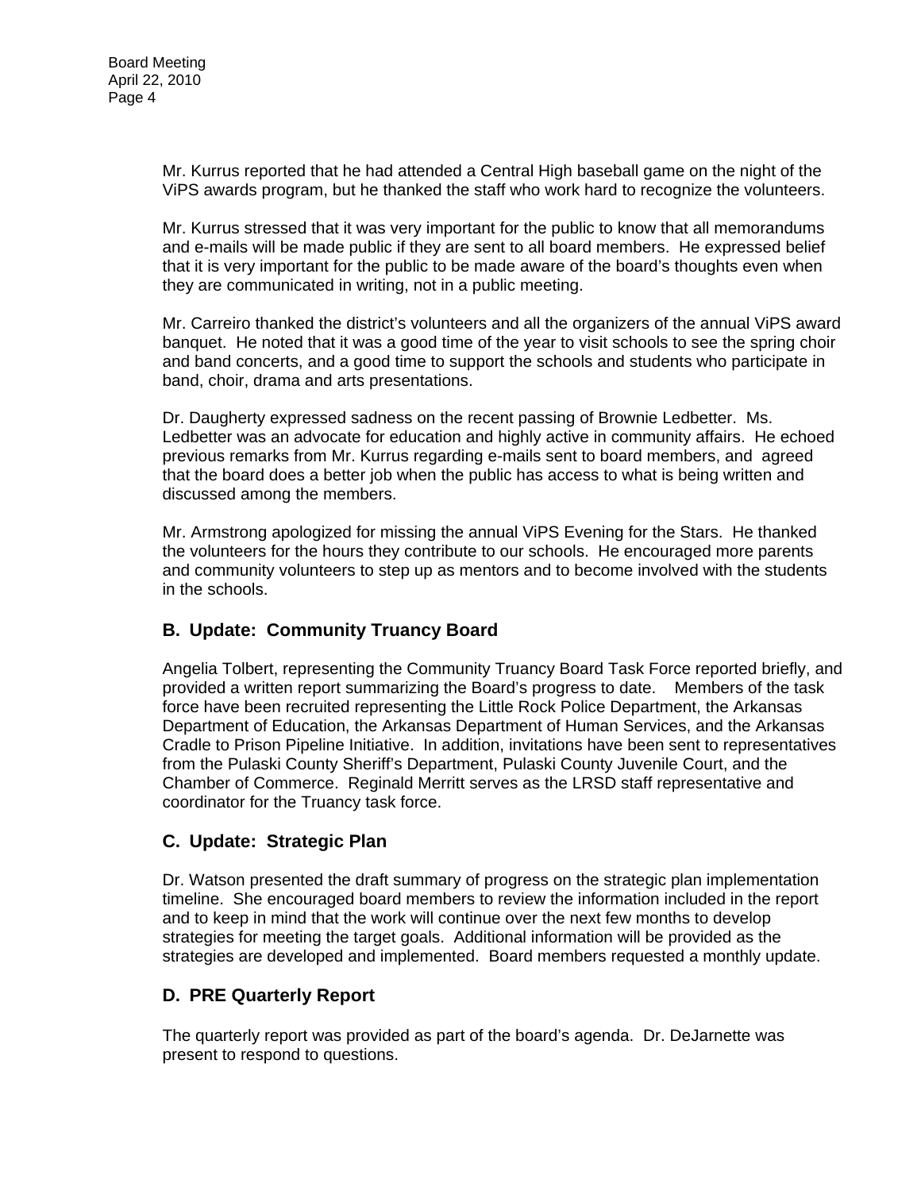Mr. Kurrus reported that he had attended a Central High baseball game on the night of the ViPS awards program, but he thanked the staff who work hard to recognize the volunteers.

Mr. Kurrus stressed that it was very important for the public to know that all memorandums and e-mails will be made public if they are sent to all board members. He expressed belief that it is very important for the public to be made aware of the board's thoughts even when they are communicated in writing, not in a public meeting.

Mr. Carreiro thanked the district's volunteers and all the organizers of the annual ViPS award banquet. He noted that it was a good time of the year to visit schools to see the spring choir and band concerts, and a good time to support the schools and students who participate in band, choir, drama and arts presentations.

Dr. Daugherty expressed sadness on the recent passing of Brownie Ledbetter. Ms. Ledbetter was an advocate for education and highly active in community affairs. He echoed previous remarks from Mr. Kurrus regarding e-mails sent to board members, and agreed that the board does a better job when the public has access to what is being written and discussed among the members.

Mr. Armstrong apologized for missing the annual ViPS Evening for the Stars. He thanked the volunteers for the hours they contribute to our schools. He encouraged more parents and community volunteers to step up as mentors and to become involved with the students in the schools.

## B. Update: Community Truancy Board

Angelia Tolbert, representing the Community Truancy Board Task Force reported briefly, and provided a written report summarizing the Board's progress to date. Members of the task force have been recruited representing the Little Rock Police Department, the Arkansas Department of Education, the Arkansas Department of Human Services, and the Arkansas Cradle to Prison Pipeline Initiative. In addition, invitations have been sent to representatives from the Pulaski County Sheriff's Department, Pulaski County Juvenile Court, and the Chamber of Commerce. Reginald Merritt serves as the LRSD staff representative and coordinator for the Truancy task force.

## C. Update: Strategic Plan

Dr. Watson presented the draft summary of progress on the strategic plan implementation timeline. She encouraged board members to review the information included in the report and to keep in mind that the work will continue over the next few months to develop strategies for meeting the target goals. Additional information will be provided as the strategies are developed and implemented. Board members requested a monthly update.

## D. PRE Quarterly Report

The quarterly report was provided as part of the board's agenda. Dr. DeJarnette was present to respond to questions.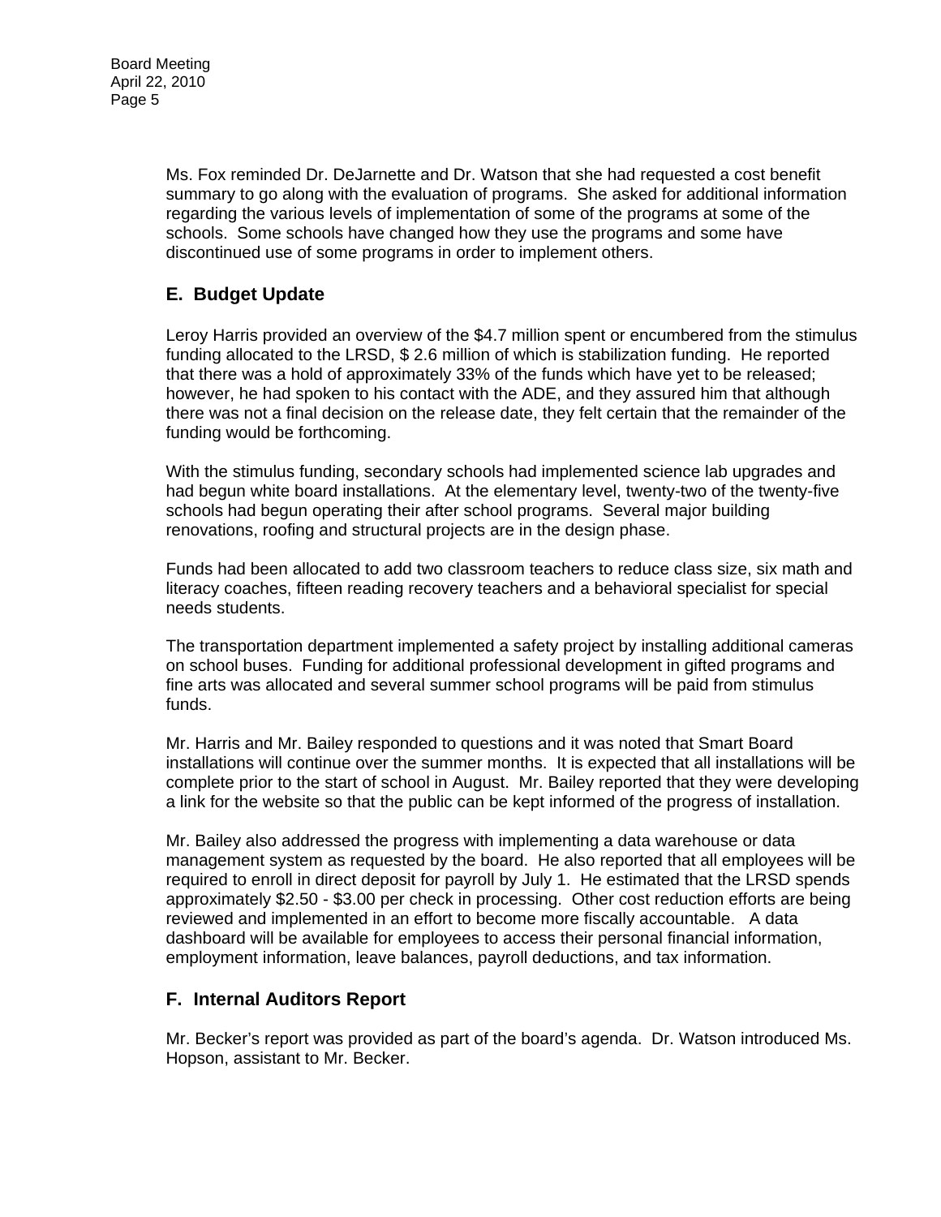Ms. Fox reminded Dr. DeJarnette and Dr. Watson that she had requested a cost benefit summary to go along with the evaluation of programs. She asked for additional information regarding the various levels of implementation of some of the programs at some of the schools. Some schools have changed how they use the programs and some have discontinued use of some programs in order to implement others.

## E. Budget Update

Leroy Harris provided an overview of the $4.7 million spent or encumbered from the stimulus funding allocated to the LRSD, $ 2.6 million of which is stabilization funding. He reported that there was a hold of approximately 33% of the funds which have yet to be released; however, he had spoken to his contact with the ADE, and they assured him that although there was not a final decision on the release date, they felt certain that the remainder of the funding would be forthcoming.

With the stimulus funding, secondary schools had implemented science lab upgrades and had begun white board installations. At the elementary level, twenty-two of the twenty-five schools had begun operating their after school programs. Several major building renovations, roofing and structural projects are in the design phase.

Funds had been allocated to add two classroom teachers to reduce class size, six math and literacy coaches, fifteen reading recovery teachers and a behavioral specialist for special needs students.

The transportation department implemented a safety project by installing additional cameras on school buses. Funding for additional professional development in gifted programs and fine arts was allocated and several summer school programs will be paid from stimulus funds.

Mr. Harris and Mr. Bailey responded to questions and it was noted that Smart Board installations will continue over the summer months. It is expected that all installations will be complete prior to the start of school in August. Mr. Bailey reported that they were developing a link for the website so that the public can be kept informed of the progress of installation.

Mr. Bailey also addressed the progress with implementing a data warehouse or data management system as requested by the board. He also reported that all employees will be required to enroll in direct deposit for payroll by July 1. He estimated that the LRSD spends approximately $2.50 - $3.00 per check in processing. Other cost reduction efforts are being reviewed and implemented in an effort to become more fiscally accountable. A data dashboard will be available for employees to access their personal financial information, employment information, leave balances, payroll deductions, and tax information.

## F. Internal Auditors Report

Mr. Becker's report was provided as part of the board's agenda. Dr. Watson introduced Ms. Hopson, assistant to Mr. Becker.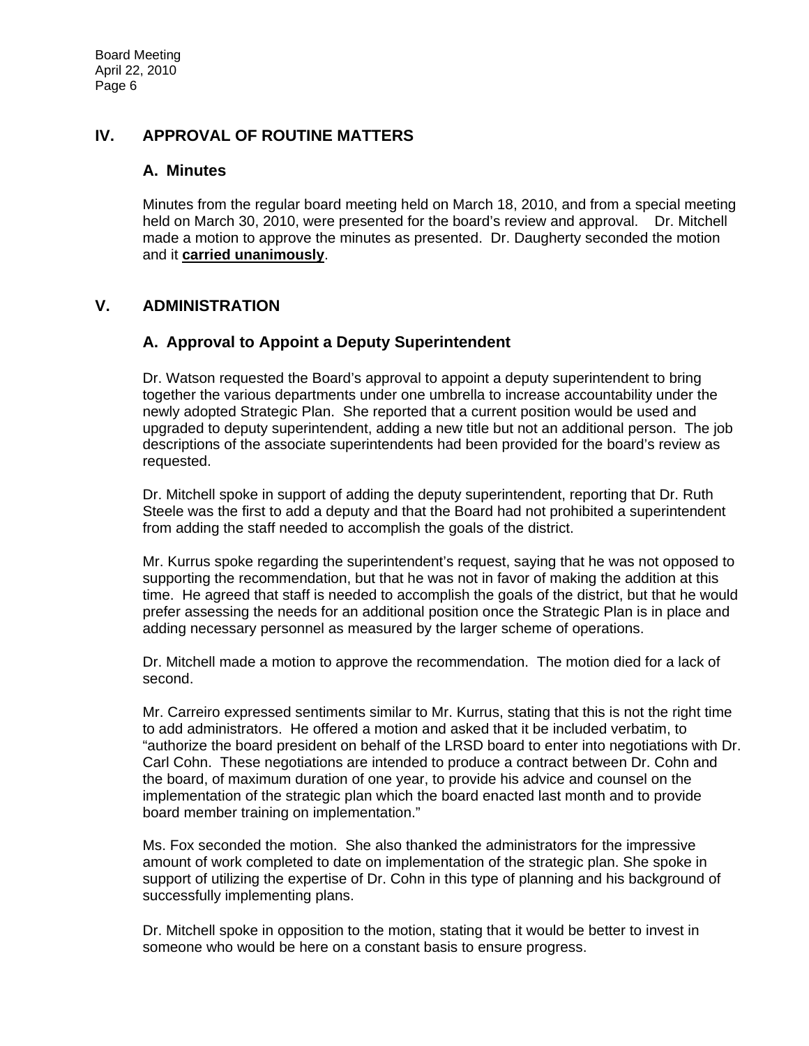## IV. APPROVAL OF ROUTINE MATTERS

### A. Minutes

Minutes from the regular board meeting held on March 18, 2010, and from a special meeting held on March 30, 2010, were presented for the board's review and approval. Dr. Mitchell made a motion to approve the minutes as presented. Dr. Daugherty seconded the motion and it **carried unanimously**.

## V. ADMINISTRATION

### A. Approval to Appoint a Deputy Superintendent

Dr. Watson requested the Board's approval to appoint a deputy superintendent to bring together the various departments under one umbrella to increase accountability under the newly adopted Strategic Plan. She reported that a current position would be used and upgraded to deputy superintendent, adding a new title but not an additional person. The job descriptions of the associate superintendents had been provided for the board's review as requested.

Dr. Mitchell spoke in support of adding the deputy superintendent, reporting that Dr. Ruth Steele was the first to add a deputy and that the Board had not prohibited a superintendent from adding the staff needed to accomplish the goals of the district.

Mr. Kurrus spoke regarding the superintendent's request, saying that he was not opposed to supporting the recommendation, but that he was not in favor of making the addition at this time. He agreed that staff is needed to accomplish the goals of the district, but that he would prefer assessing the needs for an additional position once the Strategic Plan is in place and adding necessary personnel as measured by the larger scheme of operations.

Dr. Mitchell made a motion to approve the recommendation. The motion died for a lack of second.

Mr. Carreiro expressed sentiments similar to Mr. Kurrus, stating that this is not the right time to add administrators. He offered a motion and asked that it be included verbatim, to "authorize the board president on behalf of the LRSD board to enter into negotiations with Dr. Carl Cohn. These negotiations are intended to produce a contract between Dr. Cohn and the board, of maximum duration of one year, to provide his advice and counsel on the implementation of the strategic plan which the board enacted last month and to provide board member training on implementation."

Ms. Fox seconded the motion. She also thanked the administrators for the impressive amount of work completed to date on implementation of the strategic plan. She spoke in support of utilizing the expertise of Dr. Cohn in this type of planning and his background of successfully implementing plans.

Dr. Mitchell spoke in opposition to the motion, stating that it would be better to invest in someone who would be here on a constant basis to ensure progress.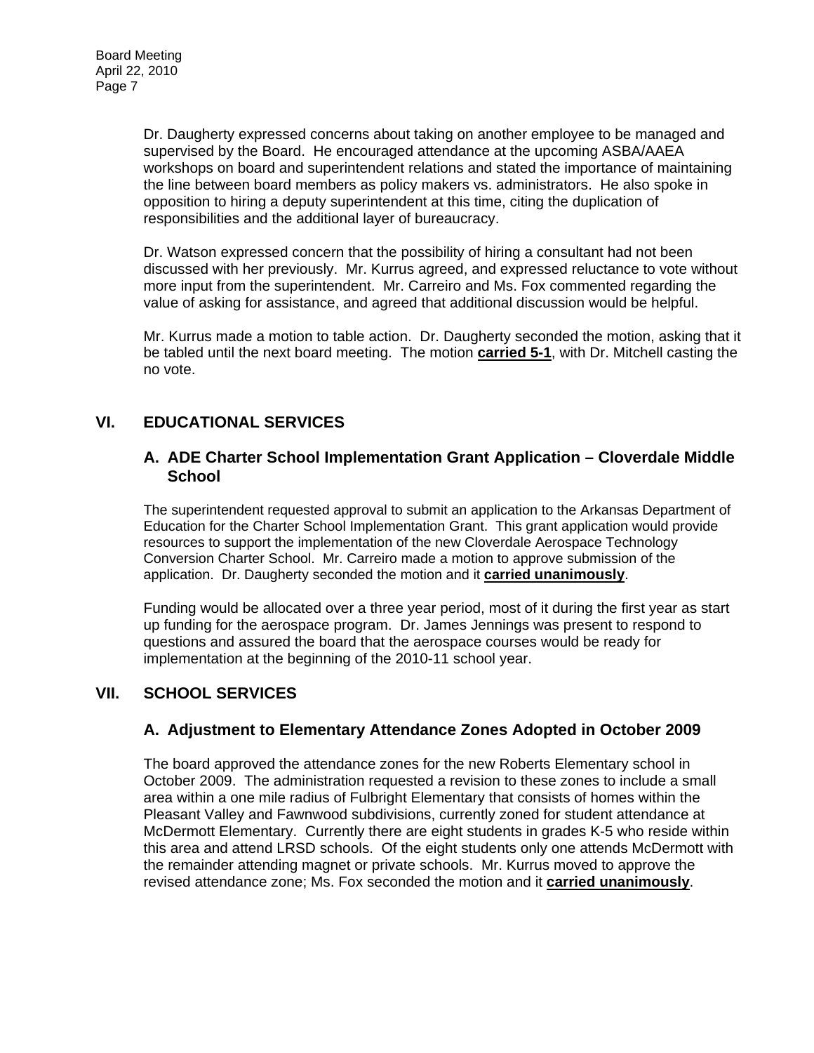Dr. Daugherty expressed concerns about taking on another employee to be managed and supervised by the Board. He encouraged attendance at the upcoming ASBA/AAEA workshops on board and superintendent relations and stated the importance of maintaining the line between board members as policy makers vs. administrators. He also spoke in opposition to hiring a deputy superintendent at this time, citing the duplication of responsibilities and the additional layer of bureaucracy.

Dr. Watson expressed concern that the possibility of hiring a consultant had not been discussed with her previously. Mr. Kurrus agreed, and expressed reluctance to vote without more input from the superintendent. Mr. Carreiro and Ms. Fox commented regarding the value of asking for assistance, and agreed that additional discussion would be helpful.

Mr. Kurrus made a motion to table action. Dr. Daugherty seconded the motion, asking that it be tabled until the next board meeting. The motion **carried 5-1**, with Dr. Mitchell casting the no vote.

## VI. EDUCATIONAL SERVICES

### A. ADE Charter School Implementation Grant Application – Cloverdale Middle School

The superintendent requested approval to submit an application to the Arkansas Department of Education for the Charter School Implementation Grant. This grant application would provide resources to support the implementation of the new Cloverdale Aerospace Technology Conversion Charter School. Mr. Carreiro made a motion to approve submission of the application. Dr. Daugherty seconded the motion and it **carried unanimously**.

Funding would be allocated over a three year period, most of it during the first year as start up funding for the aerospace program. Dr. James Jennings was present to respond to questions and assured the board that the aerospace courses would be ready for implementation at the beginning of the 2010-11 school year.

## VII. SCHOOL SERVICES

### A. Adjustment to Elementary Attendance Zones Adopted in October 2009

The board approved the attendance zones for the new Roberts Elementary school in October 2009. The administration requested a revision to these zones to include a small area within a one mile radius of Fulbright Elementary that consists of homes within the Pleasant Valley and Fawnwood subdivisions, currently zoned for student attendance at McDermott Elementary. Currently there are eight students in grades K-5 who reside within this area and attend LRSD schools. Of the eight students only one attends McDermott with the remainder attending magnet or private schools. Mr. Kurrus moved to approve the revised attendance zone; Ms. Fox seconded the motion and it **carried unanimously**.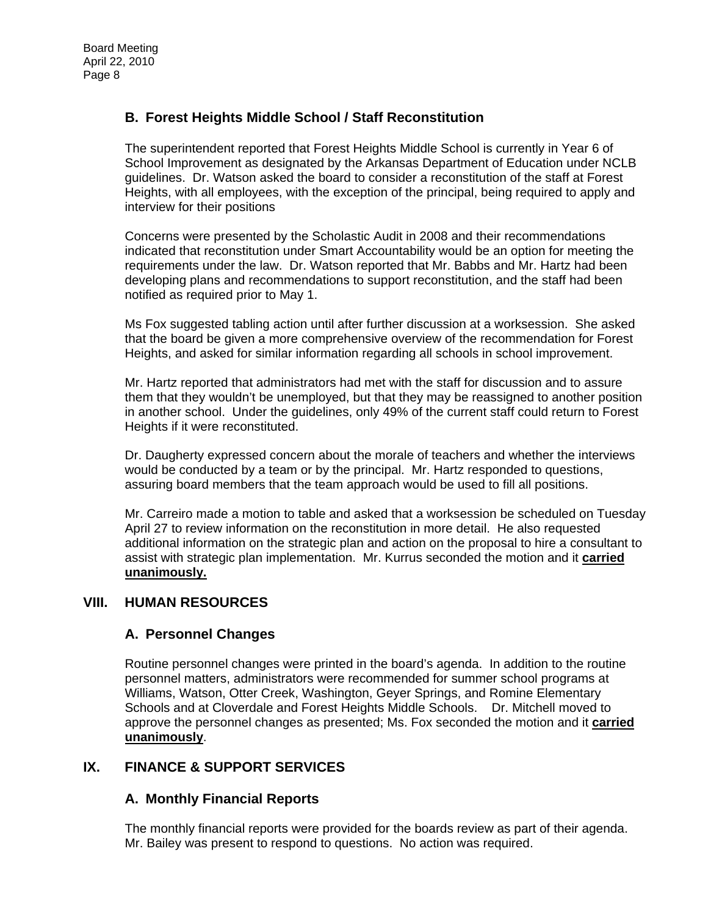### B. Forest Heights Middle School / Staff Reconstitution

The superintendent reported that Forest Heights Middle School is currently in Year 6 of School Improvement as designated by the Arkansas Department of Education under NCLB guidelines. Dr. Watson asked the board to consider a reconstitution of the staff at Forest Heights, with all employees, with the exception of the principal, being required to apply and interview for their positions

Concerns were presented by the Scholastic Audit in 2008 and their recommendations indicated that reconstitution under Smart Accountability would be an option for meeting the requirements under the law. Dr. Watson reported that Mr. Babbs and Mr. Hartz had been developing plans and recommendations to support reconstitution, and the staff had been notified as required prior to May 1.

Ms Fox suggested tabling action until after further discussion at a worksession. She asked that the board be given a more comprehensive overview of the recommendation for Forest Heights, and asked for similar information regarding all schools in school improvement.

Mr. Hartz reported that administrators had met with the staff for discussion and to assure them that they wouldn't be unemployed, but that they may be reassigned to another position in another school. Under the guidelines, only 49% of the current staff could return to Forest Heights if it were reconstituted.

Dr. Daugherty expressed concern about the morale of teachers and whether the interviews would be conducted by a team or by the principal. Mr. Hartz responded to questions, assuring board members that the team approach would be used to fill all positions.

Mr. Carreiro made a motion to table and asked that a worksession be scheduled on Tuesday April 27 to review information on the reconstitution in more detail. He also requested additional information on the strategic plan and action on the proposal to hire a consultant to assist with strategic plan implementation. Mr. Kurrus seconded the motion and it **carried unanimously.**

## VIII. HUMAN RESOURCES

### A. Personnel Changes

Routine personnel changes were printed in the board's agenda. In addition to the routine personnel matters, administrators were recommended for summer school programs at Williams, Watson, Otter Creek, Washington, Geyer Springs, and Romine Elementary Schools and at Cloverdale and Forest Heights Middle Schools. Dr. Mitchell moved to approve the personnel changes as presented; Ms. Fox seconded the motion and it **carried unanimously**.

## IX. FINANCE & SUPPORT SERVICES

### A. Monthly Financial Reports

The monthly financial reports were provided for the boards review as part of their agenda. Mr. Bailey was present to respond to questions. No action was required.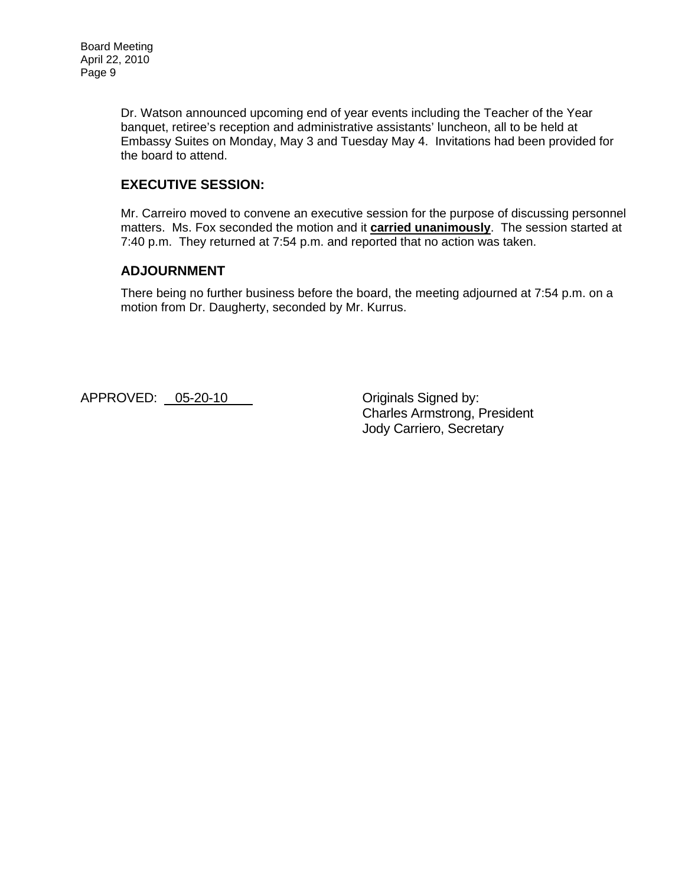Dr. Watson announced upcoming end of year events including the Teacher of the Year banquet, retiree's reception and administrative assistants' luncheon, all to be held at Embassy Suites on Monday, May 3 and Tuesday May 4. Invitations had been provided for the board to attend.

## EXECUTIVE SESSION:

Mr. Carreiro moved to convene an executive session for the purpose of discussing personnel matters. Ms. Fox seconded the motion and it **carried unanimously**. The session started at 7:40 p.m. They returned at 7:54 p.m. and reported that no action was taken.

## ADJOURNMENT

There being no further business before the board, the meeting adjourned at 7:54 p.m. on a motion from Dr. Daugherty, seconded by Mr. Kurrus.

APPROVED: 05-20-10

Originals Signed by:
Charles Armstrong, President
Jody Carriero, Secretary